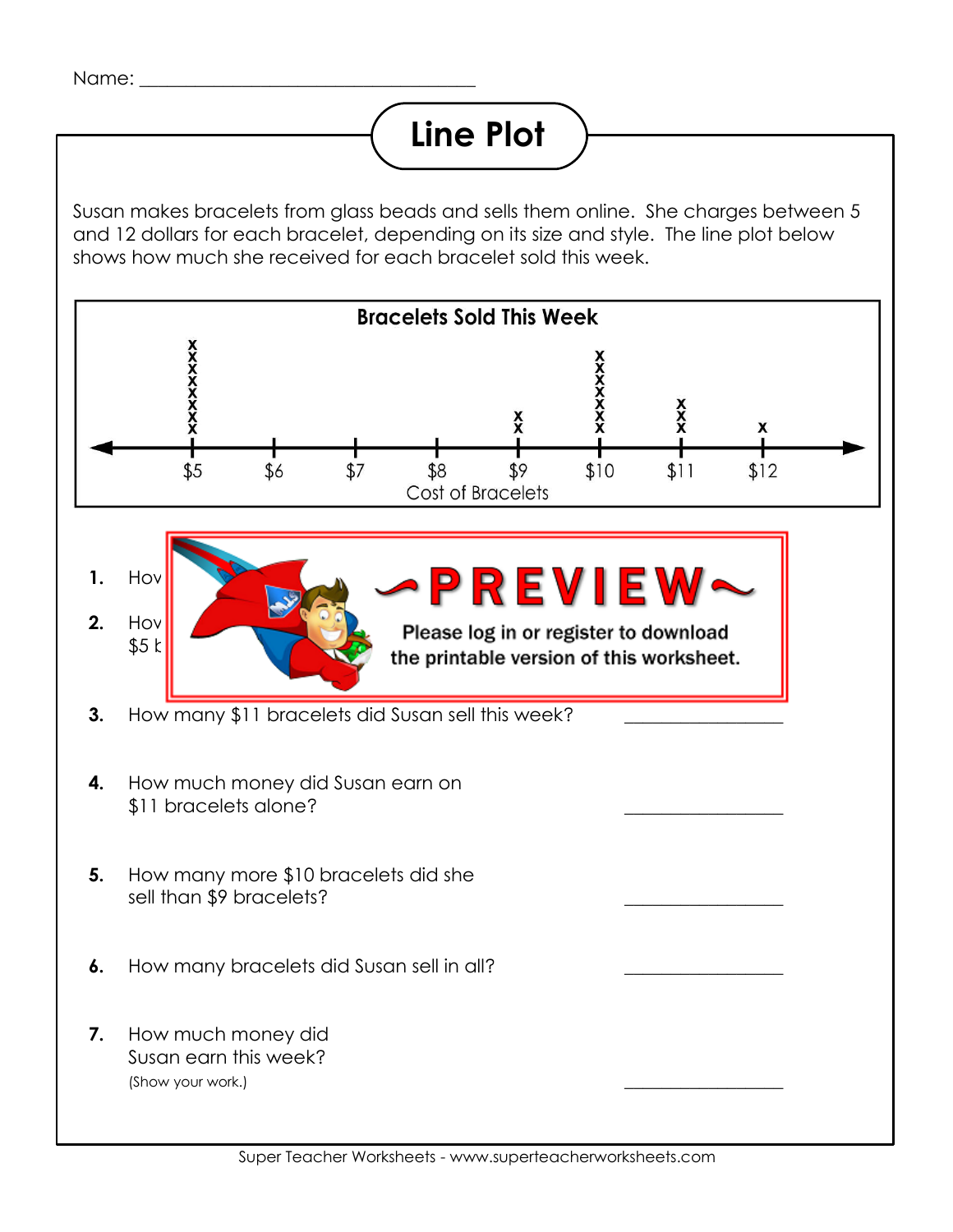Name: ___________________________________

# Line Plot

Susan makes bracelets from glass beads and sells them online. She charges between 5 and 12 dollars for each bracelet, depending on its size and style. The line plot below shows how much she received for each bracelet sold this week.

**Bracelets Sold This Week**

| Cost of Bracelets | $5 | $6 | $7 | $8 | $9 | $10 | $11 | $12 |
|---|---|---|---|---|---|---|---|---|
| Bracelets sold | xxxxxxxxx | | | | xx | xxxxxxxx | xxx | x |

**1.** Hov

**2.** Hov
$5 b

~PREVIEW~

Please log in or register to download the printable version of this worksheet.

**3.** How many $11 bracelets did Susan sell this week? _______________

**4.** How much money did Susan earn on $11 bracelets alone? _______________

**5.** How many more $10 bracelets did she sell than $9 bracelets? _______________

**6.** How many bracelets did Susan sell in all? _______________

**7.** How much money did Susan earn this week?
(Show your work.) _______________

Super Teacher Worksheets - www.superteacherworksheets.com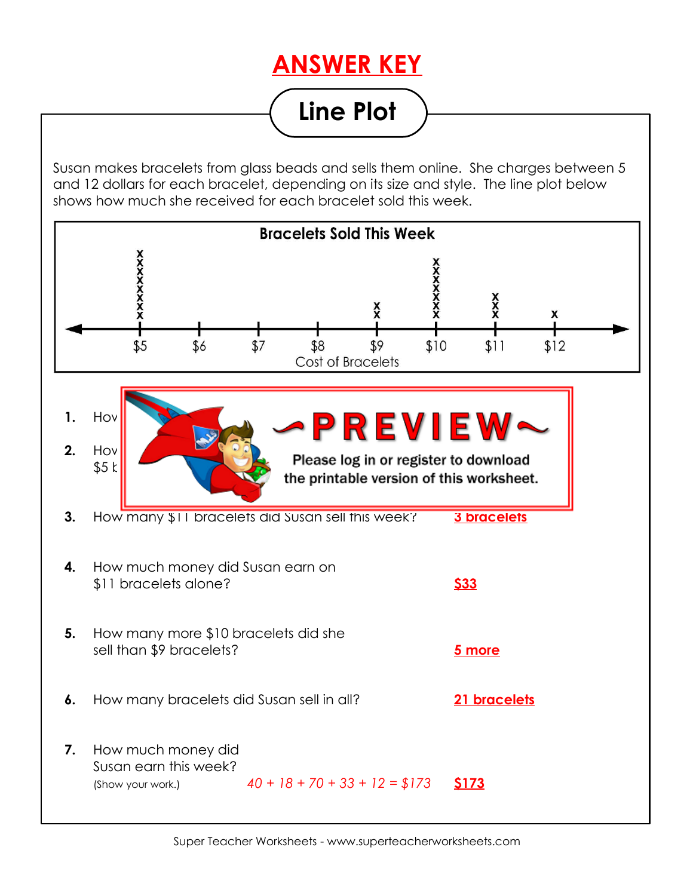# ANSWER KEY

## Line Plot

Susan makes bracelets from glass beads and sells them online. She charges between 5 and 12 dollars for each bracelet, depending on its size and style. The line plot below shows how much she received for each bracelet sold this week.

**Bracelets Sold This Week**

$5 $6 $7 $8 $9 $10 $11 $12

Cost of Bracelets

1. Hov

2. Hov
$5 k

~PREVIEW~

Please log in or register to download the printable version of this worksheet.

3. How many $11 bracelets did Susan sell this week? **3 bracelets**

4. How much money did Susan earn on $11 bracelets alone? **$33**

5. How many more $10 bracelets did she sell than $9 bracelets? **5 more**

6. How many bracelets did Susan sell in all? **21 bracelets**

7. How much money did Susan earn this week?
(Show your work.) *40 + 18 + 70 + 33 + 12 = $173* **$173**

Super Teacher Worksheets - www.superteacherworksheets.com